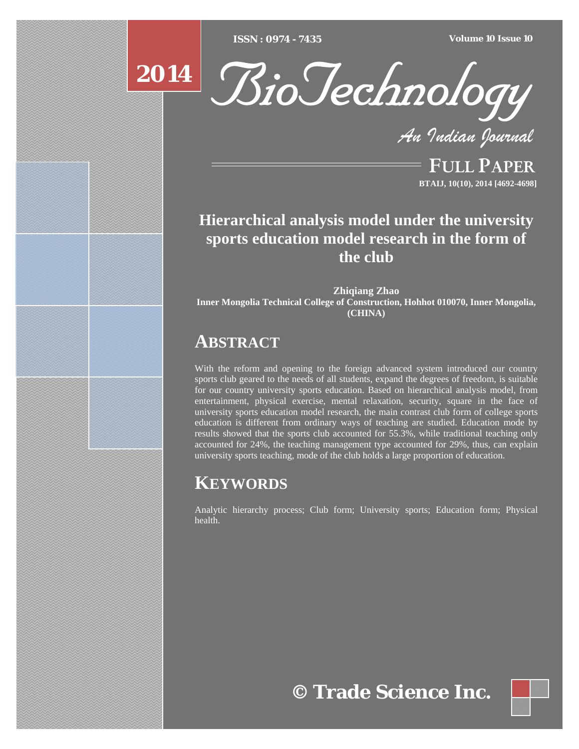# Hierarchical analysis model under the university sports education model research in the form of the club

**Zhiqiang Zhao**
**Inner Mongolia Technical College of Construction, Hohhot 010070, Inner Mongolia, (CHINA)**

## ABSTRACT

With the reform and opening to the foreign advanced system introduced our country sports club geared to the needs of all students, expand the degrees of freedom, is suitable for our country university sports education. Based on hierarchical analysis model, from entertainment, physical exercise, mental relaxation, security, square in the face of university sports education model research, the main contrast club form of college sports education is different from ordinary ways of teaching are studied. Education mode by results showed that the sports club accounted for 55.3%, while traditional teaching only accounted for 24%, the teaching management type accounted for 29%, thus, can explain university sports teaching, mode of the club holds a large proportion of education.

## KEYWORDS

Analytic hierarchy process; Club form; University sports; Education form; Physical health.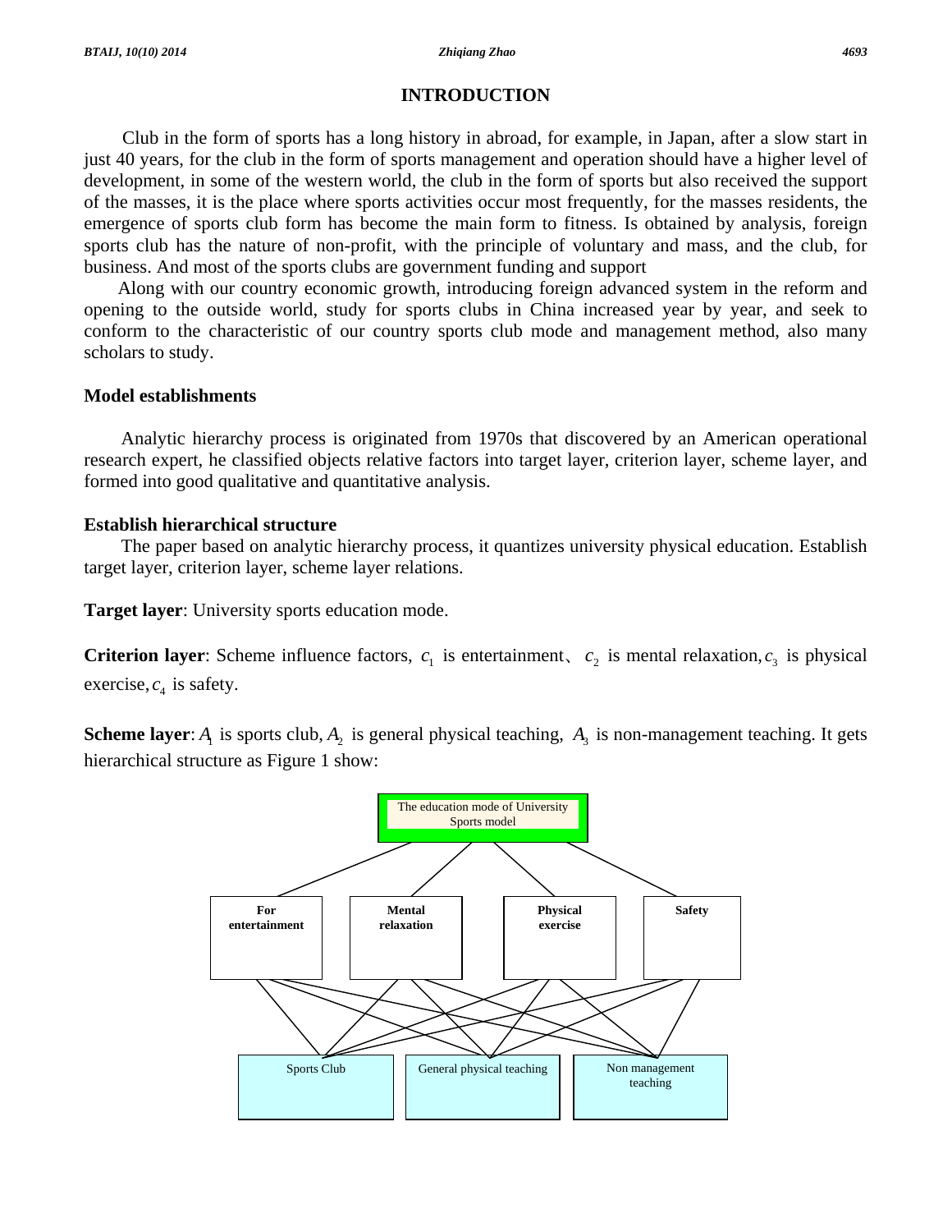# INTRODUCTION

Club in the form of sports has a long history in abroad, for example, in Japan, after a slow start in just 40 years, for the club in the form of sports management and operation should have a higher level of development, in some of the western world, the club in the form of sports but also received the support of the masses, it is the place where sports activities occur most frequently, for the masses residents, the emergence of sports club form has become the main form to fitness. Is obtained by analysis, foreign sports club has the nature of non-profit, with the principle of voluntary and mass, and the club, for business. And most of the sports clubs are government funding and support

Along with our country economic growth, introducing foreign advanced system in the reform and opening to the outside world, study for sports clubs in China increased year by year, and seek to conform to the characteristic of our country sports club mode and management method, also many scholars to study.

## Model establishments

Analytic hierarchy process is originated from 1970s that discovered by an American operational research expert, he classified objects relative factors into target layer, criterion layer, scheme layer, and formed into good qualitative and quantitative analysis.

## Establish hierarchical structure

The paper based on analytic hierarchy process, it quantizes university physical education. Establish target layer, criterion layer, scheme layer relations.

**Target layer**: University sports education mode.

**Criterion layer**: Scheme influence factors, $c_1$ is entertainment、 $c_2$ is mental relaxation, $c_3$ is physical exercise, $c_4$ is safety.

**Scheme layer**: $A_1$ is sports club, $A_2$ is general physical teaching, $A_3$ is non-management teaching. It gets hierarchical structure as Figure 1 show:

The education mode of University Sports model

For entertainment | Mental relaxation | Physical exercise | Safety

Sports Club | General physical teaching | Non management teaching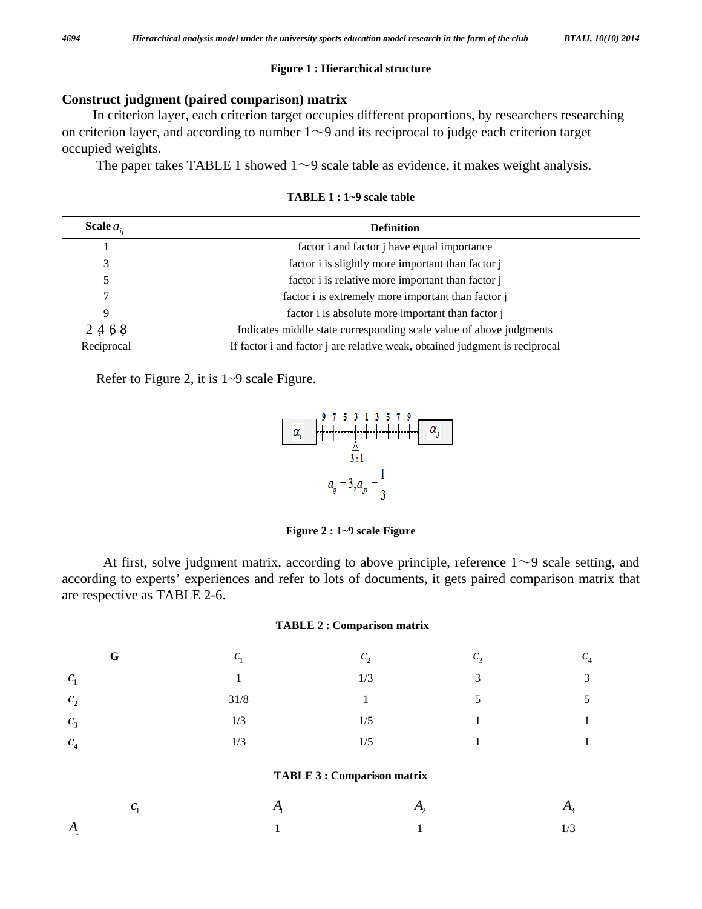**Figure 1 : Hierarchical structure**

## Construct judgment (paired comparison) matrix

In criterion layer, each criterion target occupies different proportions, by researchers researching on criterion layer, and according to number 1～9 and its reciprocal to judge each criterion target occupied weights.

The paper takes TABLE 1 showed 1～9 scale table as evidence, it makes weight analysis.

**TABLE 1 : 1~9 scale table**

| Scale $a_{ij}$ | Definition |
|---|---|
| 1 | factor i and factor j have equal importance |
| 3 | factor i is slightly more important than factor j |
| 5 | factor i is relative more important than factor j |
| 7 | factor i is extremely more important than factor j |
| 9 | factor i is absolute more important than factor j |
| 2, 4, 6, 8 | Indicates middle state corresponding scale value of above judgments |
| Reciprocal | If factor i and factor j are relative weak, obtained judgment is reciprocal |

Refer to Figure 2, it is 1~9 scale Figure.

$\alpha_i$ 9 7 5 3 1 3 5 7 9 $\alpha_j$

3 : 1

$$a_{ij} = 3, a_{ji} = \frac{1}{3}$$

**Figure 2 : 1~9 scale Figure**

At first, solve judgment matrix, according to above principle, reference 1～9 scale setting, and according to experts' experiences and refer to lots of documents, it gets paired comparison matrix that are respective as TABLE 2-6.

**TABLE 2 : Comparison matrix**

| G | $c_1$ | $c_2$ | $c_3$ | $c_4$ |
|---|---|---|---|---|
| $c_1$ | 1 | 1/3 | 3 | 3 |
| $c_2$ | 31/8 | 1 | 5 | 5 |
| $c_3$ | 1/3 | 1/5 | 1 | 1 |
| $c_4$ | 1/3 | 1/5 | 1 | 1 |

**TABLE 3 : Comparison matrix**

| $c_1$ | $A_1$ | $A_2$ | $A_3$ |
|---|---|---|---|
| $A_1$ | 1 | 1 | 1/3 |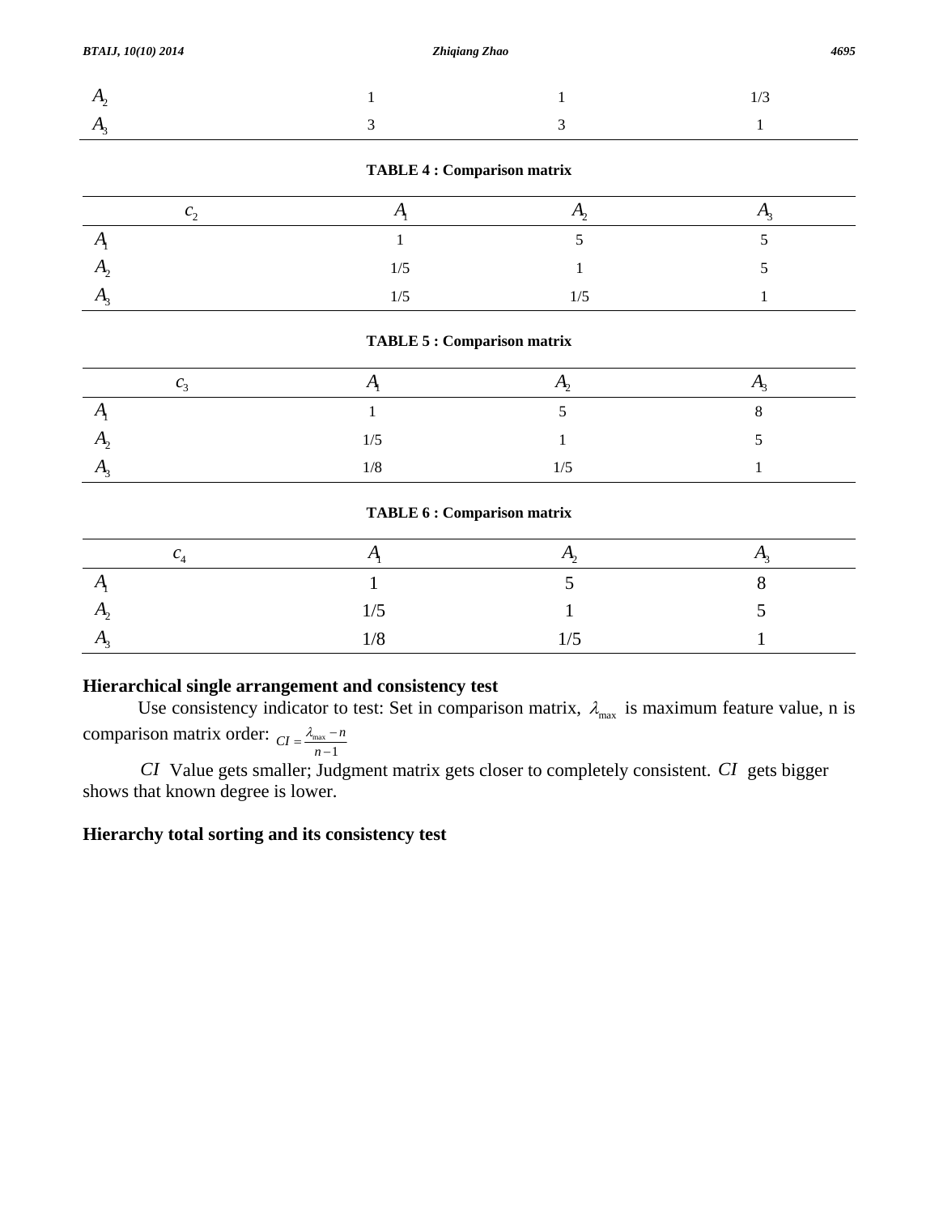| | | | |
|---|---|---|---|
| $A_2$ | 1 | 1 | 1/3 |
| $A_3$ | 3 | 3 | 1 |

**TABLE 4 : Comparison matrix**

| $c_2$ | $A_1$ | $A_2$ | $A_3$ |
|---|---|---|---|
| $A_1$ | 1 | 5 | 5 |
| $A_2$ | 1/5 | 1 | 5 |
| $A_3$ | 1/5 | 1/5 | 1 |

**TABLE 5 : Comparison matrix**

| $c_3$ | $A_1$ | $A_2$ | $A_3$ |
|---|---|---|---|
| $A_1$ | 1 | 5 | 8 |
| $A_2$ | 1/5 | 1 | 5 |
| $A_3$ | 1/8 | 1/5 | 1 |

**TABLE 6 : Comparison matrix**

| $c_4$ | $A_1$ | $A_2$ | $A_3$ |
|---|---|---|---|
| $A_1$ | 1 | 5 | 8 |
| $A_2$ | 1/5 | 1 | 5 |
| $A_3$ | 1/8 | 1/5 | 1 |

## Hierarchical single arrangement and consistency test

Use consistency indicator to test: Set in comparison matrix, $\lambda_{\max}$ is maximum feature value, n is comparison matrix order: $CI = \frac{\lambda_{\max} - n}{n-1}$

$CI$ Value gets smaller; Judgment matrix gets closer to completely consistent. $CI$ gets bigger shows that known degree is lower.

## Hierarchy total sorting and its consistency test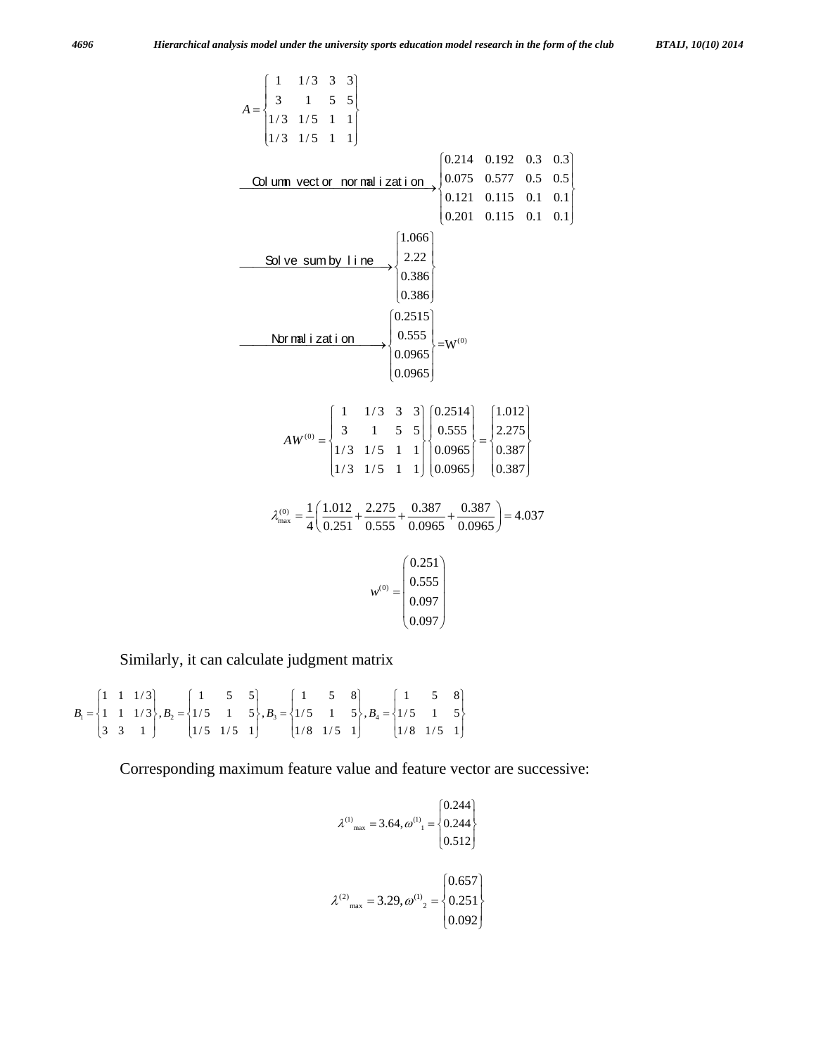$$A = \begin{Bmatrix} 1 & 1/3 & 3 & 3 \\ 3 & 1 & 5 & 5 \\ 1/3 & 1/5 & 1 & 1 \\ 1/3 & 1/5 & 1 & 1 \end{Bmatrix}$$

$$\xrightarrow{\text{Column vector normalization}} \begin{Bmatrix} 0.214 & 0.192 & 0.3 & 0.3 \\ 0.075 & 0.577 & 0.5 & 0.5 \\ 0.121 & 0.115 & 0.1 & 0.1 \\ 0.201 & 0.115 & 0.1 & 0.1 \end{Bmatrix}$$

$$\xrightarrow{\text{Solve sum by line}} \begin{Bmatrix} 1.066 \\ 2.22 \\ 0.386 \\ 0.386 \end{Bmatrix}$$

$$\xrightarrow{\text{Normalization}} \begin{Bmatrix} 0.2515 \\ 0.555 \\ 0.0965 \\ 0.0965 \end{Bmatrix} = W^{(0)}$$

$$AW^{(0)} = \begin{Bmatrix} 1 & 1/3 & 3 & 3 \\ 3 & 1 & 5 & 5 \\ 1/3 & 1/5 & 1 & 1 \\ 1/3 & 1/5 & 1 & 1 \end{Bmatrix} \begin{Bmatrix} 0.2514 \\ 0.555 \\ 0.0965 \\ 0.0965 \end{Bmatrix} = \begin{Bmatrix} 1.012 \\ 2.275 \\ 0.387 \\ 0.387 \end{Bmatrix}$$

$$\lambda_{\max}^{(0)} = \frac{1}{4}\left(\frac{1.012}{0.251} + \frac{2.275}{0.555} + \frac{0.387}{0.0965} + \frac{0.387}{0.0965}\right) = 4.037$$

$$w^{(0)} = \begin{pmatrix} 0.251 \\ 0.555 \\ 0.097 \\ 0.097 \end{pmatrix}$$

Similarly, it can calculate judgment matrix

$$B_1 = \begin{Bmatrix} 1 & 1 & 1/3 \\ 1 & 1 & 1/3 \\ 3 & 3 & 1 \end{Bmatrix}, B_2 = \begin{Bmatrix} 1 & 5 & 5 \\ 1/5 & 1 & 5 \\ 1/5 & 1/5 & 1 \end{Bmatrix}, B_3 = \begin{Bmatrix} 1 & 5 & 8 \\ 1/5 & 1 & 5 \\ 1/8 & 1/5 & 1 \end{Bmatrix}, B_4 = \begin{Bmatrix} 1 & 5 & 8 \\ 1/5 & 1 & 5 \\ 1/8 & 1/5 & 1 \end{Bmatrix}$$

Corresponding maximum feature value and feature vector are successive:

$$\lambda^{(1)}{}_{\max} = 3.64, \omega^{(1)}{}_1 = \begin{Bmatrix} 0.244 \\ 0.244 \\ 0.512 \end{Bmatrix}$$

$$\lambda^{(2)}{}_{\max} = 3.29, \omega^{(1)}{}_2 = \begin{Bmatrix} 0.657 \\ 0.251 \\ 0.092 \end{Bmatrix}$$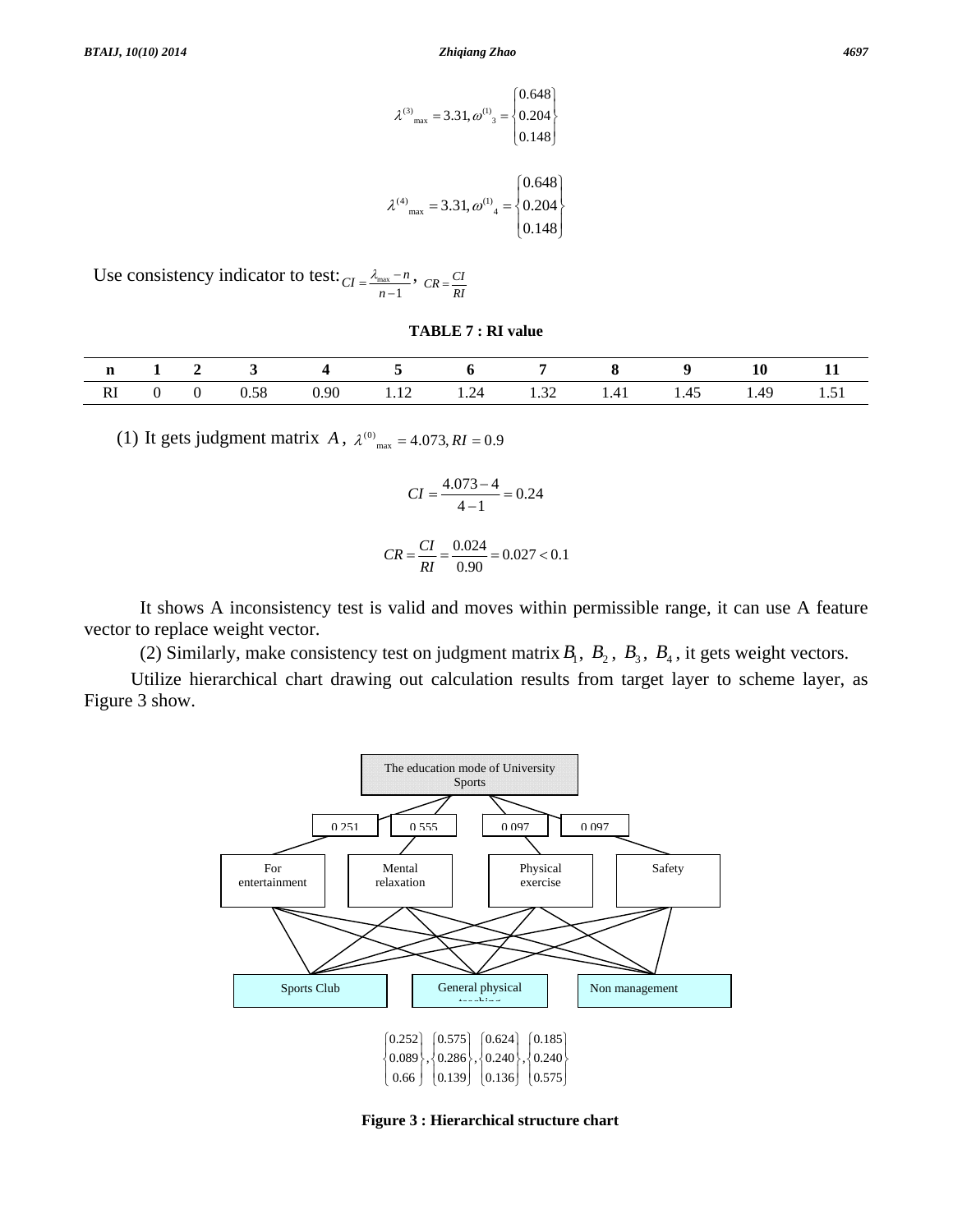$$\lambda^{(3)}{}_{\max} = 3.31, \omega^{(1)}{}_3 = \begin{Bmatrix} 0.648 \\ 0.204 \\ 0.148 \end{Bmatrix}$$

$$\lambda^{(4)}{}_{\max} = 3.31, \omega^{(1)}{}_4 = \begin{Bmatrix} 0.648 \\ 0.204 \\ 0.148 \end{Bmatrix}$$

Use consistency indicator to test: $CI = \frac{\lambda_{\max} - n}{n-1}$, $CR = \frac{CI}{RI}$

**TABLE 7 : RI value**

| n | 1 | 2 | 3 | 4 | 5 | 6 | 7 | 8 | 9 | 10 | 11 |
|---|---|---|---|---|---|---|---|---|---|---|---|
| RI | 0 | 0 | 0.58 | 0.90 | 1.12 | 1.24 | 1.32 | 1.41 | 1.45 | 1.49 | 1.51 |

(1) It gets judgment matrix $A$, $\lambda^{(0)}{}_{\max} = 4.073, RI = 0.9$

$$CI = \frac{4.073 - 4}{4 - 1} = 0.24$$

$$CR = \frac{CI}{RI} = \frac{0.024}{0.90} = 0.027 < 0.1$$

It shows A inconsistency test is valid and moves within permissible range, it can use A feature vector to replace weight vector.

(2) Similarly, make consistency test on judgment matrix $B_1$, $B_2$, $B_3$, $B_4$, it gets weight vectors.

Utilize hierarchical chart drawing out calculation results from target layer to scheme layer, as Figure 3 show.

The education mode of University Sports

0.251 | 0.555 | 0.097 | 0.097

For entertainment | Mental relaxation | Physical exercise | Safety

Sports Club | General physical teaching | Non management

$$\begin{Bmatrix} 0.252 \\ 0.089 \\ 0.66 \end{Bmatrix}, \begin{Bmatrix} 0.575 \\ 0.286 \\ 0.139 \end{Bmatrix}, \begin{Bmatrix} 0.624 \\ 0.240 \\ 0.136 \end{Bmatrix}, \begin{Bmatrix} 0.185 \\ 0.240 \\ 0.575 \end{Bmatrix}$$

**Figure 3 : Hierarchical structure chart**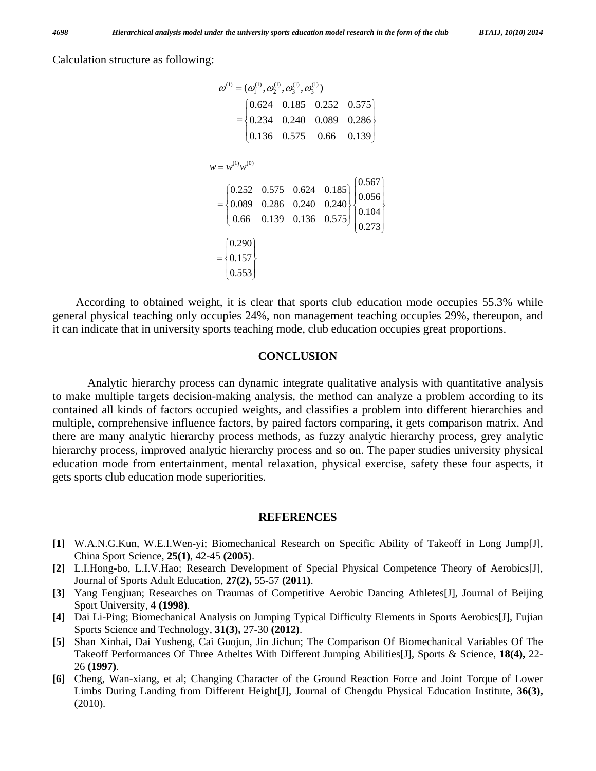Calculation structure as following:

$$\omega^{(1)} = (\omega_1^{(1)}, \omega_2^{(1)}, \omega_3^{(1)}, \omega_3^{(1)})$$

$$= \begin{Bmatrix} 0.624 & 0.185 & 0.252 & 0.575 \\ 0.234 & 0.240 & 0.089 & 0.286 \\ 0.136 & 0.575 & 0.66 & 0.139 \end{Bmatrix}$$

$$w = w^{(1)} w^{(0)}$$

$$= \begin{Bmatrix} 0.252 & 0.575 & 0.624 & 0.185 \\ 0.089 & 0.286 & 0.240 & 0.240 \\ 0.66 & 0.139 & 0.136 & 0.575 \end{Bmatrix} \begin{Bmatrix} 0.567 \\ 0.056 \\ 0.104 \\ 0.273 \end{Bmatrix}$$

$$= \begin{Bmatrix} 0.290 \\ 0.157 \\ 0.553 \end{Bmatrix}$$

According to obtained weight, it is clear that sports club education mode occupies 55.3% while general physical teaching only occupies 24%, non management teaching occupies 29%, thereupon, and it can indicate that in university sports teaching mode, club education occupies great proportions.

## CONCLUSION

Analytic hierarchy process can dynamic integrate qualitative analysis with quantitative analysis to make multiple targets decision-making analysis, the method can analyze a problem according to its contained all kinds of factors occupied weights, and classifies a problem into different hierarchies and multiple, comprehensive influence factors, by paired factors comparing, it gets comparison matrix. And there are many analytic hierarchy process methods, as fuzzy analytic hierarchy process, grey analytic hierarchy process, improved analytic hierarchy process and so on. The paper studies university physical education mode from entertainment, mental relaxation, physical exercise, safety these four aspects, it gets sports club education mode superiorities.

## REFERENCES

**[1]** W.A.N.G.Kun, W.E.I.Wen-yi; Biomechanical Research on Specific Ability of Takeoff in Long Jump[J], China Sport Science, **25(1)**, 42-45 **(2005)**.

**[2]** L.I.Hong-bo, L.I.V.Hao; Research Development of Special Physical Competence Theory of Aerobics[J], Journal of Sports Adult Education, **27(2),** 55-57 **(2011)**.

**[3]** Yang Fengjuan; Researches on Traumas of Competitive Aerobic Dancing Athletes[J], Journal of Beijing Sport University, **4 (1998)**.

**[4]** Dai Li-Ping; Biomechanical Analysis on Jumping Typical Difficulty Elements in Sports Aerobics[J], Fujian Sports Science and Technology, **31(3),** 27-30 **(2012)**.

**[5]** Shan Xinhai, Dai Yusheng, Cai Guojun, Jin Jichun; The Comparison Of Biomechanical Variables Of The Takeoff Performances Of Three Atheltes With Different Jumping Abilities[J], Sports & Science, **18(4),** 22-26 **(1997)**.

**[6]** Cheng, Wan-xiang, et al; Changing Character of the Ground Reaction Force and Joint Torque of Lower Limbs During Landing from Different Height[J], Journal of Chengdu Physical Education Institute, **36(3),** (2010).